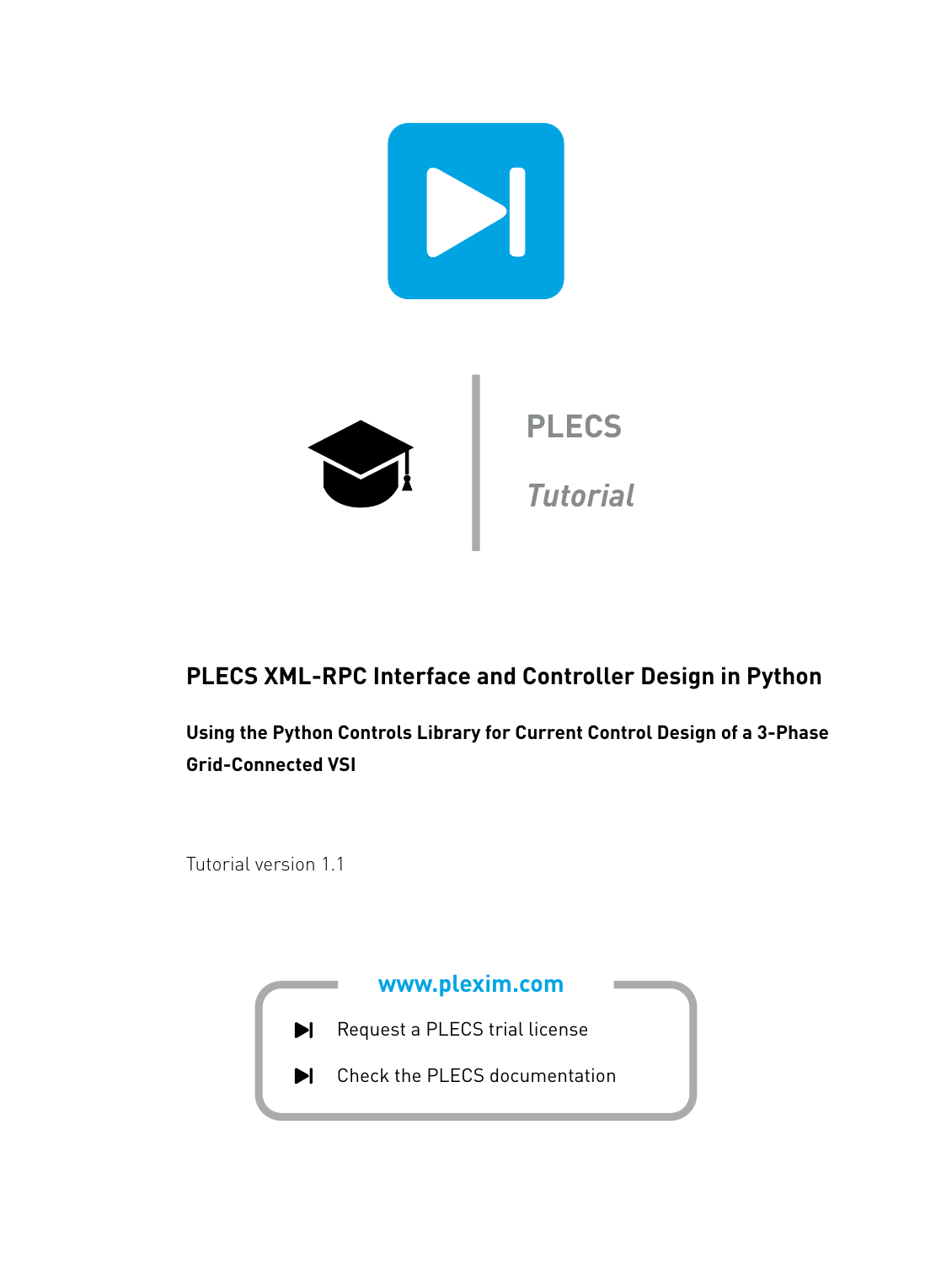PLECS

*Tutorial*

# PLECS XML-RPC Interface and Controller Design in Python

## Using the Python Controls Library for Current Control Design of a 3-Phase Grid-Connected VSI

Tutorial version 1.1

**www.plexim.com**

- Request a PLECS trial license
- Check the PLECS documentation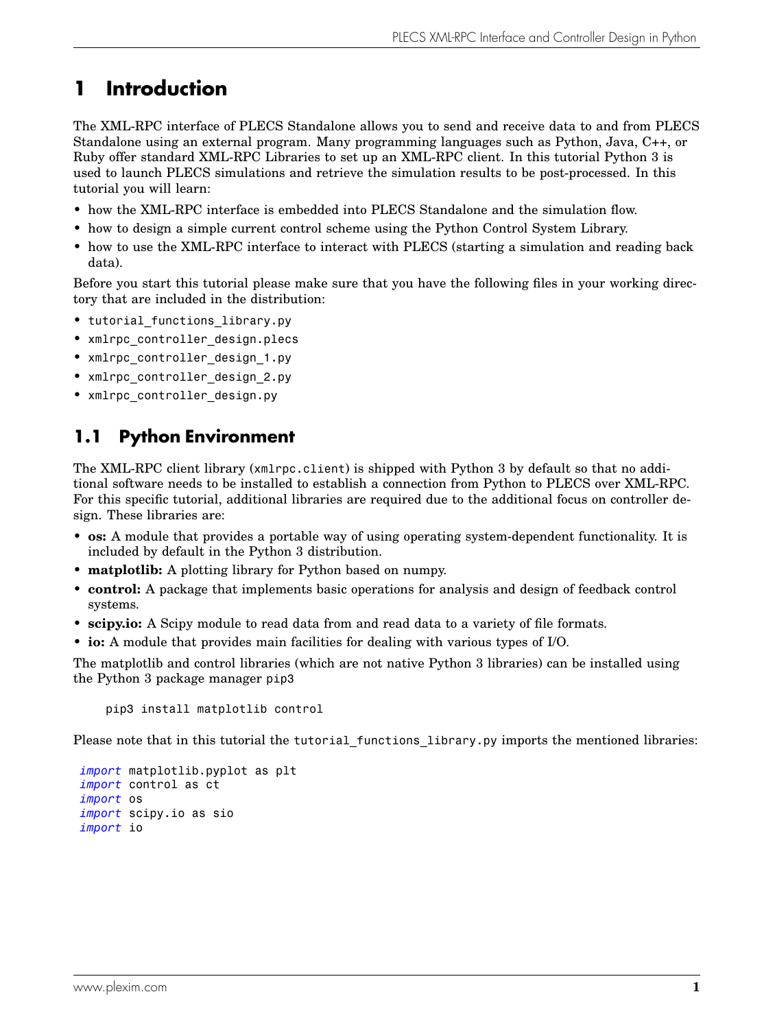# 1 Introduction

The XML-RPC interface of PLECS Standalone allows you to send and receive data to and from PLECS Standalone using an external program. Many programming languages such as Python, Java, C++, or Ruby offer standard XML-RPC Libraries to set up an XML-RPC client. In this tutorial Python 3 is used to launch PLECS simulations and retrieve the simulation results to be post-processed. In this tutorial you will learn:

- how the XML-RPC interface is embedded into PLECS Standalone and the simulation flow.
- how to design a simple current control scheme using the Python Control System Library.
- how to use the XML-RPC interface to interact with PLECS (starting a simulation and reading back data).

Before you start this tutorial please make sure that you have the following files in your working directory that are included in the distribution:

- `tutorial_functions_library.py`
- `xmlrpc_controller_design.plecs`
- `xmlrpc_controller_design_1.py`
- `xmlrpc_controller_design_2.py`
- `xmlrpc_controller_design.py`

## 1.1 Python Environment

The XML-RPC client library (`xmlrpc.client`) is shipped with Python 3 by default so that no additional software needs to be installed to establish a connection from Python to PLECS over XML-RPC. For this specific tutorial, additional libraries are required due to the additional focus on controller design. These libraries are:

- **os:** A module that provides a portable way of using operating system-dependent functionality. It is included by default in the Python 3 distribution.
- **matplotlib:** A plotting library for Python based on numpy.
- **control:** A package that implements basic operations for analysis and design of feedback control systems.
- **scipy.io:** A Scipy module to read data from and read data to a variety of file formats.
- **io:** A module that provides main facilities for dealing with various types of I/O.

The matplotlib and control libraries (which are not native Python 3 libraries) can be installed using the Python 3 package manager `pip3`

```
pip3 install matplotlib control
```

Please note that in this tutorial the `tutorial_functions_library.py` imports the mentioned libraries:

```
import matplotlib.pyplot as plt
import control as ct
import os
import scipy.io as sio
import io
```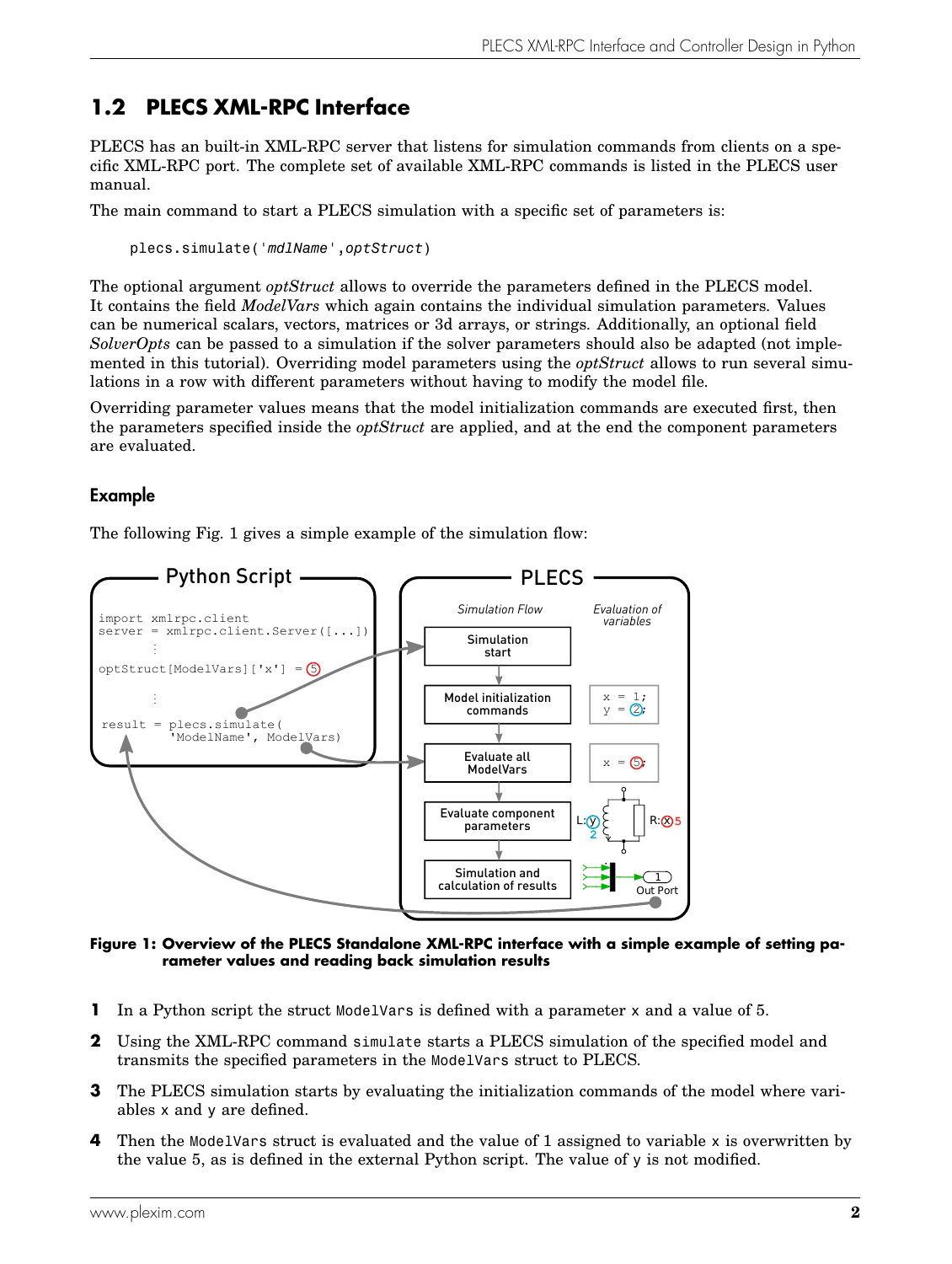## 1.2 PLECS XML-RPC Interface

PLECS has an built-in XML-RPC server that listens for simulation commands from clients on a specific XML-RPC port. The complete set of available XML-RPC commands is listed in the PLECS user manual.

The main command to start a PLECS simulation with a specific set of parameters is:

```
plecs.simulate('mdlName',optStruct)
```

The optional argument *optStruct* allows to override the parameters defined in the PLECS model. It contains the field *ModelVars* which again contains the individual simulation parameters. Values can be numerical scalars, vectors, matrices or 3d arrays, or strings. Additionally, an optional field *SolverOpts* can be passed to a simulation if the solver parameters should also be adapted (not implemented in this tutorial). Overriding model parameters using the *optStruct* allows to run several simulations in a row with different parameters without having to modify the model file.

Overriding parameter values means that the model initialization commands are executed first, then the parameters specified inside the *optStruct* are applied, and at the end the component parameters are evaluated.

### Example

The following Fig. 1 gives a simple example of the simulation flow:

**Figure 1: Overview of the PLECS Standalone XML-RPC interface with a simple example of setting parameter values and reading back simulation results**

1. In a Python script the struct `ModelVars` is defined with a parameter `x` and a value of 5.
2. Using the XML-RPC command `simulate` starts a PLECS simulation of the specified model and transmits the specified parameters in the `ModelVars` struct to PLECS.
3. The PLECS simulation starts by evaluating the initialization commands of the model where variables `x` and `y` are defined.
4. Then the `ModelVars` struct is evaluated and the value of 1 assigned to variable `x` is overwritten by the value 5, as is defined in the external Python script. The value of `y` is not modified.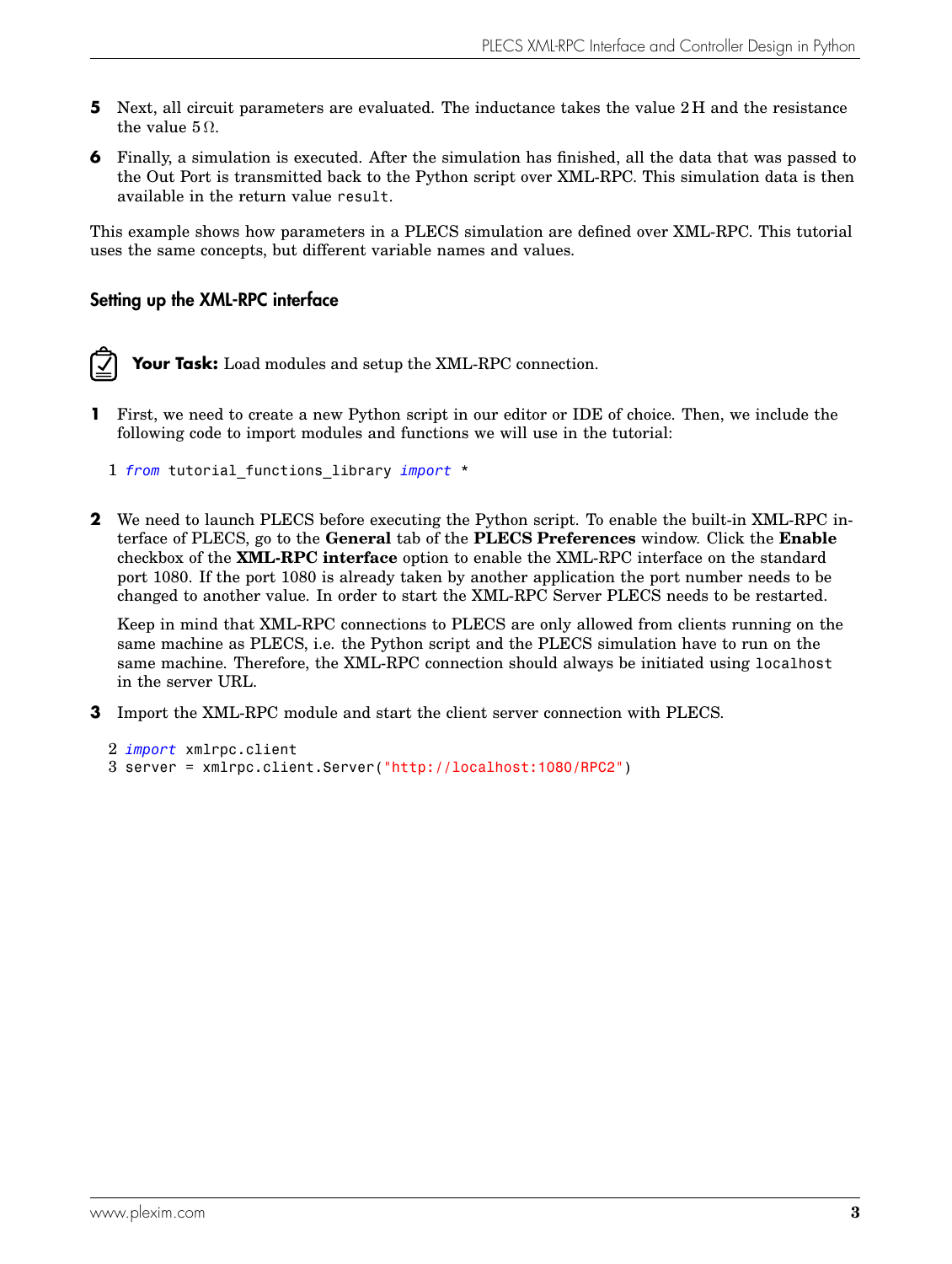**5** Next, all circuit parameters are evaluated. The inductance takes the value 2 H and the resistance the value 5 Ω.

**6** Finally, a simulation is executed. After the simulation has finished, all the data that was passed to the Out Port is transmitted back to the Python script over XML-RPC. This simulation data is then available in the return value `result`.

This example shows how parameters in a PLECS simulation are defined over XML-RPC. This tutorial uses the same concepts, but different variable names and values.

### Setting up the XML-RPC interface

**Your Task:** Load modules and setup the XML-RPC connection.

**1** First, we need to create a new Python script in our editor or IDE of choice. Then, we include the following code to import modules and functions we will use in the tutorial:

```
1 from tutorial_functions_library import *
```

**2** We need to launch PLECS before executing the Python script. To enable the built-in XML-RPC interface of PLECS, go to the **General** tab of the **PLECS Preferences** window. Click the **Enable** checkbox of the **XML-RPC interface** option to enable the XML-RPC interface on the standard port 1080. If the port 1080 is already taken by another application the port number needs to be changed to another value. In order to start the XML-RPC Server PLECS needs to be restarted.

Keep in mind that XML-RPC connections to PLECS are only allowed from clients running on the same machine as PLECS, i.e. the Python script and the PLECS simulation have to run on the same machine. Therefore, the XML-RPC connection should always be initiated using `localhost` in the server URL.

**3** Import the XML-RPC module and start the client server connection with PLECS.

```
2 import xmlrpc.client
3 server = xmlrpc.client.Server("http://localhost:1080/RPC2")
```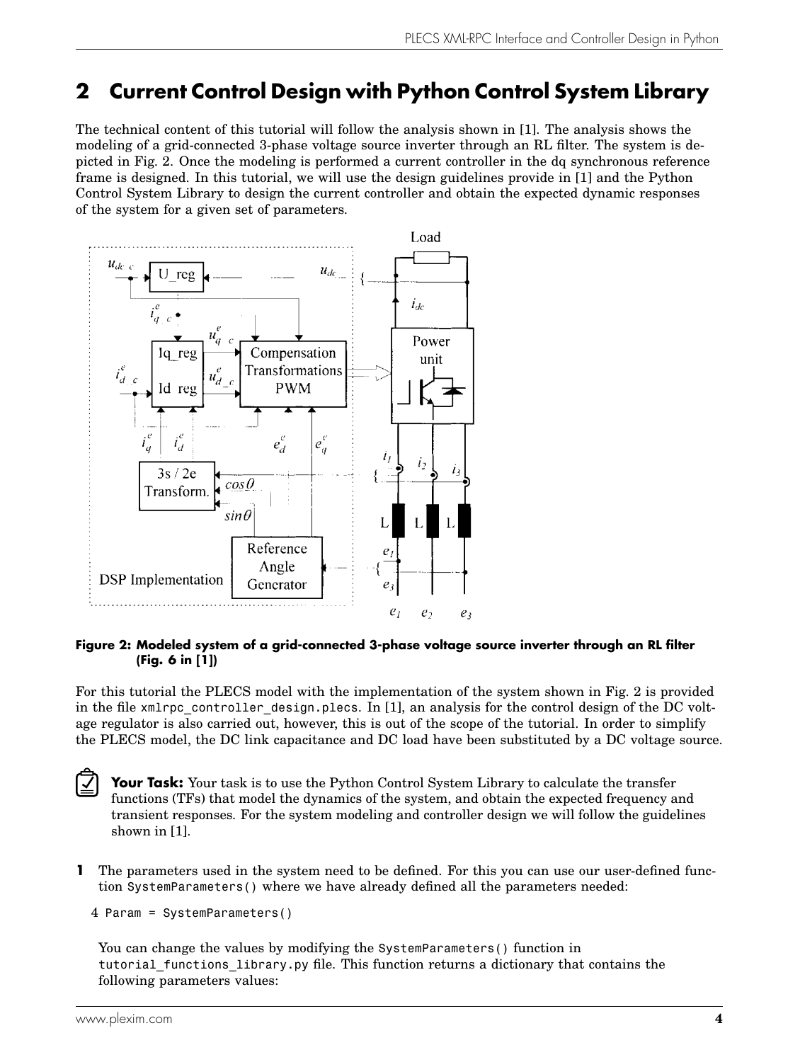## 2 Current Control Design with Python Control System Library

The technical content of this tutorial will follow the analysis shown in [1]. The analysis shows the modeling of a grid-connected 3-phase voltage source inverter through an RL filter. The system is depicted in Fig. 2. Once the modeling is performed a current controller in the dq synchronous reference frame is designed. In this tutorial, we will use the design guidelines provide in [1] and the Python Control System Library to design the current controller and obtain the expected dynamic responses of the system for a given set of parameters.

**Figure 2: Modeled system of a grid-connected 3-phase voltage source inverter through an RL filter (Fig. 6 in [1])**

For this tutorial the PLECS model with the implementation of the system shown in Fig. 2 is provided in the file `xmlrpc_controller_design.plecs`. In [1], an analysis for the control design of the DC voltage regulator is also carried out, however, this is out of the scope of the tutorial. In order to simplify the PLECS model, the DC link capacitance and DC load have been substituted by a DC voltage source.

**Your Task:** Your task is to use the Python Control System Library to calculate the transfer functions (TFs) that model the dynamics of the system, and obtain the expected frequency and transient responses. For the system modeling and controller design we will follow the guidelines shown in [1].

**1** The parameters used in the system need to be defined. For this you can use our user-defined function `SystemParameters()` where we have already defined all the parameters needed:

```
4 Param = SystemParameters()
```

You can change the values by modifying the `SystemParameters()` function in `tutorial_functions_library.py` file. This function returns a dictionary that contains the following parameters values: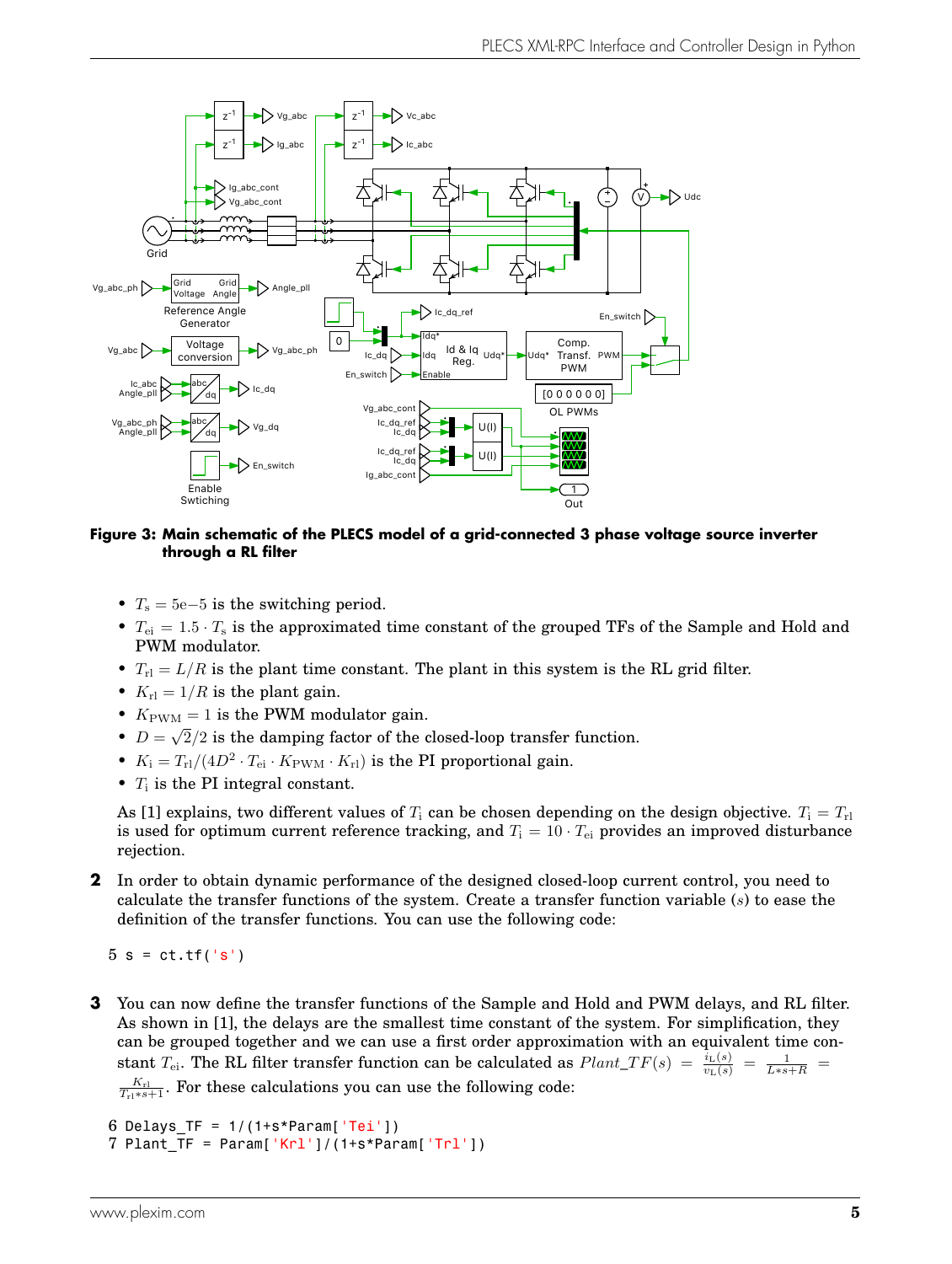**Figure 3: Main schematic of the PLECS model of a grid-connected 3 phase voltage source inverter through a RL filter**

- $T_\mathrm{s} = 5\mathrm{e}{-5}$ is the switching period.
- $T_\mathrm{ei} = 1.5 \cdot T_\mathrm{s}$ is the approximated time constant of the grouped TFs of the Sample and Hold and PWM modulator.
- $T_\mathrm{rl} = L/R$ is the plant time constant. The plant in this system is the RL grid filter.
- $K_\mathrm{rl} = 1/R$ is the plant gain.
- $K_\mathrm{PWM} = 1$ is the PWM modulator gain.
- $D = \sqrt{2}/2$ is the damping factor of the closed-loop transfer function.
- $K_\mathrm{i} = T_\mathrm{rl}/(4D^2 \cdot T_\mathrm{ei} \cdot K_\mathrm{PWM} \cdot K_\mathrm{rl})$ is the PI proportional gain.
- $T_\mathrm{i}$ is the PI integral constant.

As [1] explains, two different values of $T_\mathrm{i}$ can be chosen depending on the design objective. $T_\mathrm{i} = T_\mathrm{rl}$ is used for optimum current reference tracking, and $T_\mathrm{i} = 10 \cdot T_\mathrm{ei}$ provides an improved disturbance rejection.

**2** In order to obtain dynamic performance of the designed closed-loop current control, you need to calculate the transfer functions of the system. Create a transfer function variable ($s$) to ease the definition of the transfer functions. You can use the following code:

```
5 s = ct.tf('s')
```

**3** You can now define the transfer functions of the Sample and Hold and PWM delays, and RL filter. As shown in [1], the delays are the smallest time constant of the system. For simplification, they can be grouped together and we can use a first order approximation with an equivalent time constant $T_\mathrm{ei}$. The RL filter transfer function can be calculated as $Plant\_TF(s) = \frac{i_\mathrm{L}(s)}{v_\mathrm{L}(s)} = \frac{1}{L*s+R} = \frac{K_\mathrm{rl}}{T_\mathrm{rl}*s+1}$. For these calculations you can use the following code:

```
6 Delays_TF = 1/(1+s*Param['Tei'])
7 Plant_TF = Param['Krl']/(1+s*Param['Trl'])
```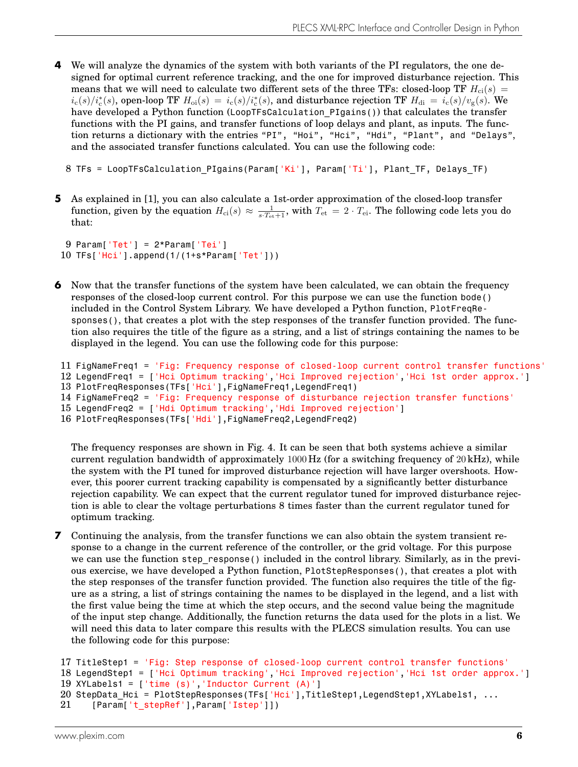**4** We will analyze the dynamics of the system with both variants of the PI regulators, the one designed for optimal current reference tracking, and the one for improved disturbance rejection. This means that we will need to calculate two different sets of the three TFs: closed-loop TF $H_{\mathrm{ci}}(s) = i_{\mathrm{c}}(s)/i_{\mathrm{c}}^{*}(s)$, open-loop TF $H_{\mathrm{oi}}(s) = i_{\mathrm{c}}(s)/i_{\mathrm{c}}^{*}(s)$, and disturbance rejection TF $H_{\mathrm{di}} = i_{\mathrm{c}}(s)/v_{\mathrm{g}}(s)$. We have developed a Python function (`LoopTFsCalculation_PIgains()`) that calculates the transfer functions with the PI gains, and transfer functions of loop delays and plant, as inputs. The function returns a dictionary with the entries “PI”, “Hoi”, “Hci”, “Hdi”, “Plant”, and “Delays”, and the associated transfer functions calculated. You can use the following code:

```
8 TFs = LoopTFsCalculation_PIgains(Param['Ki'], Param['Ti'], Plant_TF, Delays_TF)
```

**5** As explained in [1], you can also calculate a 1st-order approximation of the closed-loop transfer function, given by the equation $H_{\mathrm{ci}}(s) \approx \frac{1}{s \cdot T_{\mathrm{et}}+1}$, with $T_{\mathrm{et}} = 2 \cdot T_{\mathrm{ei}}$. The following code lets you do that:

```
9 Param['Tet'] = 2*Param['Tei']
10 TFs['Hci'].append(1/(1+s*Param['Tet']))
```

**6** Now that the transfer functions of the system have been calculated, we can obtain the frequency responses of the closed-loop current control. For this purpose we can use the function `bode()` included in the Control System Library. We have developed a Python function, `PlotFreqResponses()`, that creates a plot with the step responses of the transfer function provided. The function also requires the title of the figure as a string, and a list of strings containing the names to be displayed in the legend. You can use the following code for this purpose:

```
11 FigNameFreq1 = 'Fig: Frequency response of closed-loop current control transfer functions'
12 LegendFreq1 = ['Hci Optimum tracking','Hci Improved rejection','Hci 1st order approx.']
13 PlotFreqResponses(TFs['Hci'],FigNameFreq1,LegendFreq1)
14 FigNameFreq2 = 'Fig: Frequency response of disturbance rejection transfer functions'
15 LegendFreq2 = ['Hdi Optimum tracking','Hdi Improved rejection']
16 PlotFreqResponses(TFs['Hdi'],FigNameFreq2,LegendFreq2)
```

The frequency responses are shown in Fig. 4. It can be seen that both systems achieve a similar current regulation bandwidth of approximately $1000\,\mathrm{Hz}$ (for a switching frequency of $20\,\mathrm{kHz}$), while the system with the PI tuned for improved disturbance rejection will have larger overshoots. However, this poorer current tracking capability is compensated by a significantly better disturbance rejection capability. We can expect that the current regulator tuned for improved disturbance rejection is able to clear the voltage perturbations 8 times faster than the current regulator tuned for optimum tracking.

**7** Continuing the analysis, from the transfer functions we can also obtain the system transient response to a change in the current reference of the controller, or the grid voltage. For this purpose we can use the function `step_response()` included in the control library. Similarly, as in the previous exercise, we have developed a Python function, `PlotStepResponses()`, that creates a plot with the step responses of the transfer function provided. The function also requires the title of the figure as a string, a list of strings containing the names to be displayed in the legend, and a list with the first value being the time at which the step occurs, and the second value being the magnitude of the input step change. Additionally, the function returns the data used for the plots in a list. We will need this data to later compare this results with the PLECS simulation results. You can use the following code for this purpose:

```
17 TitleStep1 = 'Fig: Step response of closed-loop current control transfer functions'
18 LegendStep1 = ['Hci Optimum tracking','Hci Improved rejection','Hci 1st order approx.']
19 XYLabels1 = ['time (s)','Inductor Current (A)']
20 StepData_Hci = PlotStepResponses(TFs['Hci'],TitleStep1,LegendStep1,XYLabels1, ...
21     [Param['t_stepRef'],Param['Istep']])
```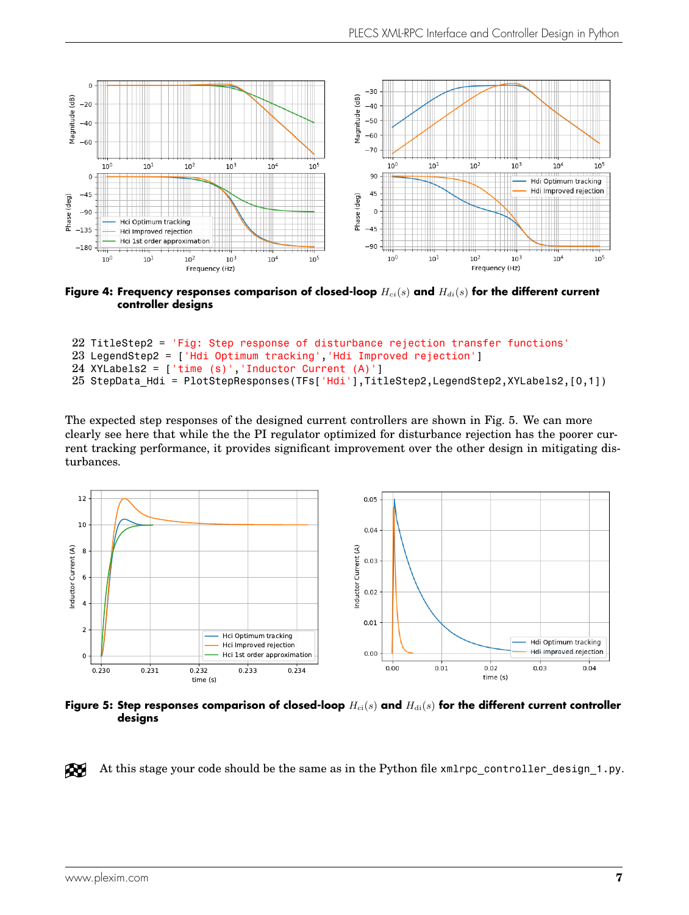**Figure 4: Frequency responses comparison of closed-loop $H_{ci}(s)$ and $H_{di}(s)$ for the different current controller designs**

```
22 TitleStep2 = 'Fig: Step response of disturbance rejection transfer functions'
23 LegendStep2 = ['Hdi Optimum tracking','Hdi Improved rejection']
24 XYLabels2 = ['time (s)','Inductor Current (A)']
25 StepData_Hdi = PlotStepResponses(TFs['Hdi'],TitleStep2,LegendStep2,XYLabels2,[0,1])
```

The expected step responses of the designed current controllers are shown in Fig. 5. We can more clearly see here that while the the PI regulator optimized for disturbance rejection has the poorer current tracking performance, it provides significant improvement over the other design in mitigating disturbances.

**Figure 5: Step responses comparison of closed-loop $H_{ci}(s)$ and $H_{di}(s)$ for the different current controller designs**

At this stage your code should be the same as in the Python file `xmlrpc_controller_design_1.py`.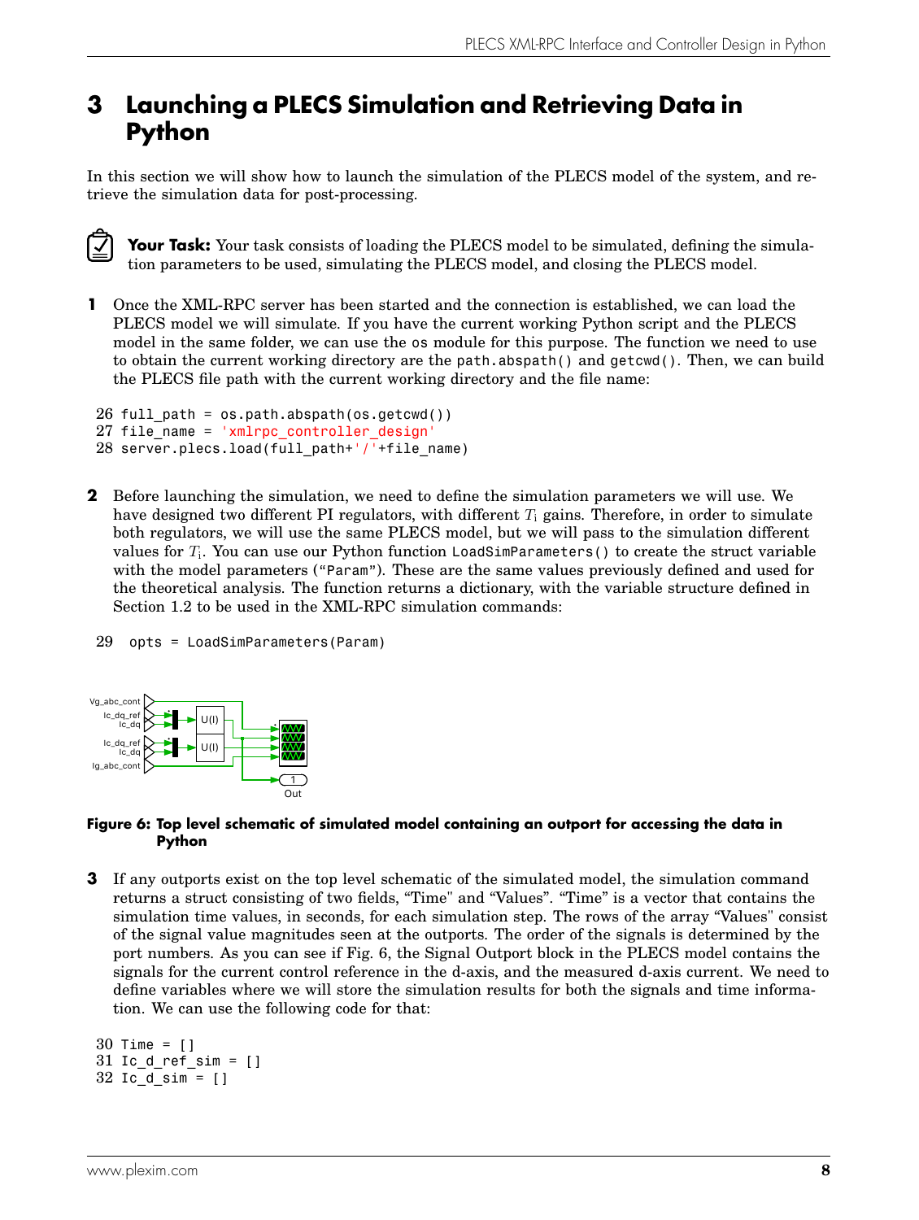# 3 Launching a PLECS Simulation and Retrieving Data in Python

In this section we will show how to launch the simulation of the PLECS model of the system, and retrieve the simulation data for post-processing.

**Your Task:** Your task consists of loading the PLECS model to be simulated, defining the simulation parameters to be used, simulating the PLECS model, and closing the PLECS model.

**1** Once the XML-RPC server has been started and the connection is established, we can load the PLECS model we will simulate. If you have the current working Python script and the PLECS model in the same folder, we can use the os module for this purpose. The function we need to use to obtain the current working directory are the `path.abspath()` and `getcwd()`. Then, we can build the PLECS file path with the current working directory and the file name:

```
26 full_path = os.path.abspath(os.getcwd())
27 file_name = 'xmlrpc_controller_design'
28 server.plecs.load(full_path+'/'+file_name)
```

**2** Before launching the simulation, we need to define the simulation parameters we will use. We have designed two different PI regulators, with different $T_i$ gains. Therefore, in order to simulate both regulators, we will use the same PLECS model, but we will pass to the simulation different values for $T_i$. You can use our Python function `LoadSimParameters()` to create the struct variable with the model parameters (`"Param"`). These are the same values previously defined and used for the theoretical analysis. The function returns a dictionary, with the variable structure defined in Section 1.2 to be used in the XML-RPC simulation commands:

```
29  opts = LoadSimParameters(Param)
```

**Figure 6: Top level schematic of simulated model containing an outport for accessing the data in Python**

**3** If any outports exist on the top level schematic of the simulated model, the simulation command returns a struct consisting of two fields, "Time" and "Values". "Time" is a vector that contains the simulation time values, in seconds, for each simulation step. The rows of the array "Values" consist of the signal value magnitudes seen at the outports. The order of the signals is determined by the port numbers. As you can see if Fig. 6, the Signal Outport block in the PLECS model contains the signals for the current control reference in the d-axis, and the measured d-axis current. We need to define variables where we will store the simulation results for both the signals and time information. We can use the following code for that:

```
30 Time = []
31 Ic_d_ref_sim = []
32 Ic_d_sim = []
```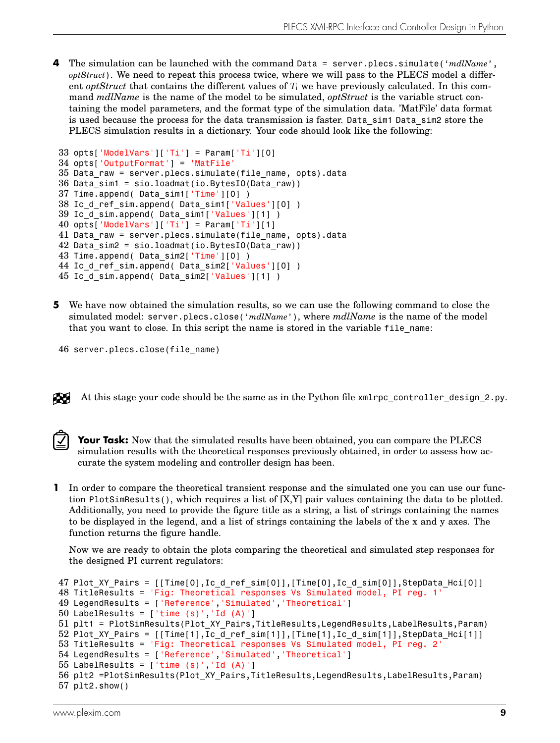**4** The simulation can be launched with the command `Data = server.plecs.simulate('`*mdlName*`',` *optStruct*`)`. We need to repeat this process twice, where we will pass to the PLECS model a different *optStruct* that contains the different values of $T_i$ we have previously calculated. In this command *mdlName* is the name of the model to be simulated, *optStruct* is the variable struct containing the model parameters, and the format type of the simulation data. 'MatFile' data format is used because the process for the data transmission is faster. `Data_sim1 Data_sim2` store the PLECS simulation results in a dictionary. Your code should look like the following:

```
33 opts['ModelVars']['Ti'] = Param['Ti'][0]
34 opts['OutputFormat'] = 'MatFile'
35 Data_raw = server.plecs.simulate(file_name, opts).data
36 Data_sim1 = sio.loadmat(io.BytesIO(Data_raw))
37 Time.append( Data_sim1['Time'][0] )
38 Ic_d_ref_sim.append( Data_sim1['Values'][0] )
39 Ic_d_sim.append( Data_sim1['Values'][1] )
40 opts['ModelVars']['Ti'] = Param['Ti'][1]
41 Data_raw = server.plecs.simulate(file_name, opts).data
42 Data_sim2 = sio.loadmat(io.BytesIO(Data_raw))
43 Time.append( Data_sim2['Time'][0] )
44 Ic_d_ref_sim.append( Data_sim2['Values'][0] )
45 Ic_d_sim.append( Data_sim2['Values'][1] )
```

**5** We have now obtained the simulation results, so we can use the following command to close the simulated model: `server.plecs.close('`*mdlName*`')`, where *mdlName* is the name of the model that you want to close. In this script the name is stored in the variable `file_name`:

```
46 server.plecs.close(file_name)
```

At this stage your code should be the same as in the Python file `xmlrpc_controller_design_2.py`.

**Your Task:** Now that the simulated results have been obtained, you can compare the PLECS simulation results with the theoretical responses previously obtained, in order to assess how accurate the system modeling and controller design has been.

**1** In order to compare the theoretical transient response and the simulated one you can use our function `PlotSimResults()`, which requires a list of [X,Y] pair values containing the data to be plotted. Additionally, you need to provide the figure title as a string, a list of strings containing the names to be displayed in the legend, and a list of strings containing the labels of the x and y axes. The function returns the figure handle.

Now we are ready to obtain the plots comparing the theoretical and simulated step responses for the designed PI current regulators:

```
47 Plot_XY_Pairs = [[Time[0],Ic_d_ref_sim[0]],[Time[0],Ic_d_sim[0]],StepData_Hci[0]]
48 TitleResults = 'Fig: Theoretical responses Vs Simulated model, PI reg. 1'
49 LegendResults = ['Reference','Simulated','Theoretical']
50 LabelResults = ['time (s)','Id (A)']
51 plt1 = PlotSimResults(Plot_XY_Pairs,TitleResults,LegendResults,LabelResults,Param)
52 Plot_XY_Pairs = [[Time[1],Ic_d_ref_sim[1]],[Time[1],Ic_d_sim[1]],StepData_Hci[1]]
53 TitleResults = 'Fig: Theoretical responses Vs Simulated model, PI reg. 2'
54 LegendResults = ['Reference','Simulated','Theoretical']
55 LabelResults = ['time (s)','Id (A)']
56 plt2 =PlotSimResults(Plot_XY_Pairs,TitleResults,LegendResults,LabelResults,Param)
57 plt2.show()
```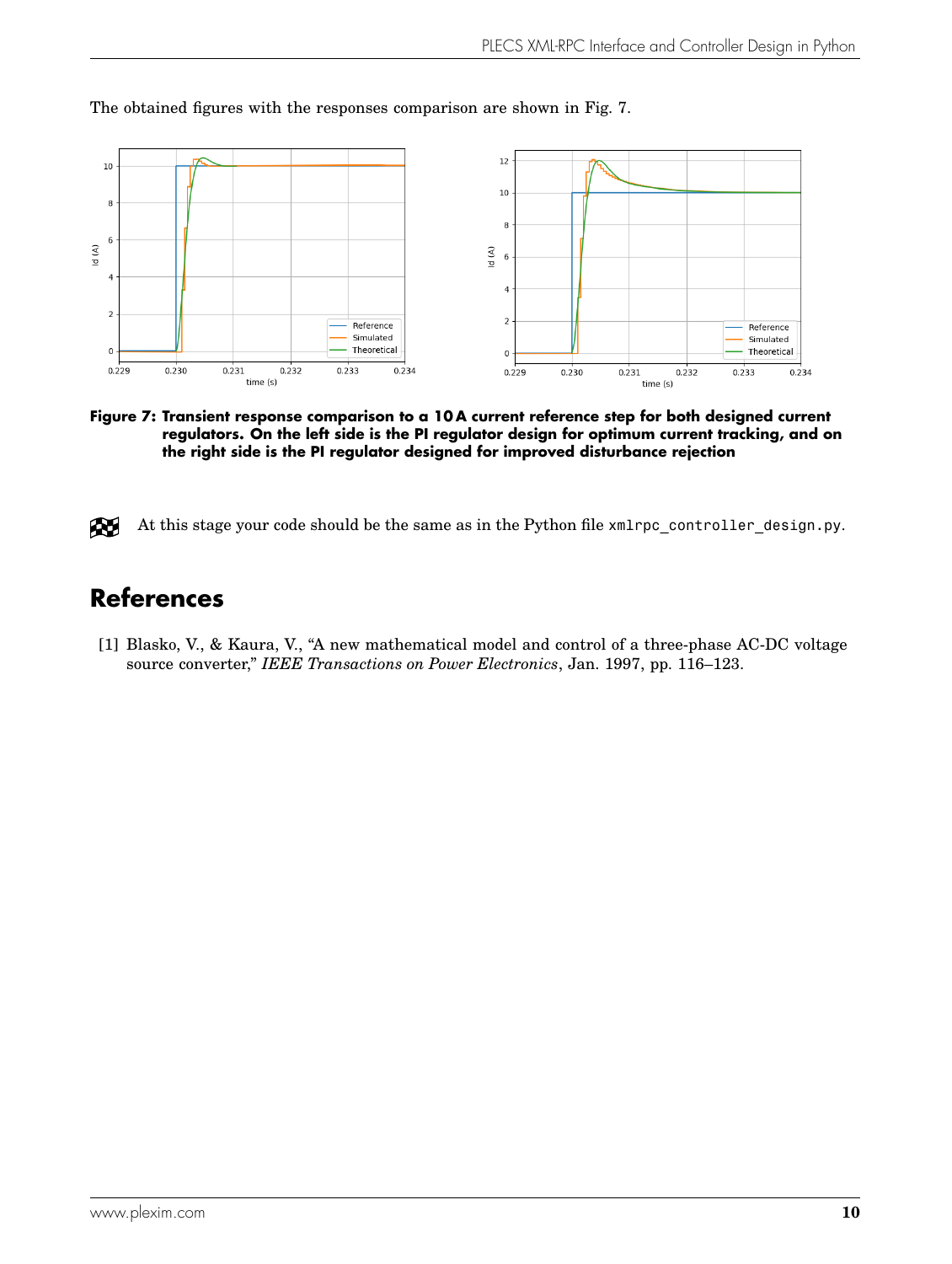The obtained figures with the responses comparison are shown in Fig. 7.

**Figure 7: Transient response comparison to a 10 A current reference step for both designed current regulators. On the left side is the PI regulator design for optimum current tracking, and on the right side is the PI regulator designed for improved disturbance rejection**

At this stage your code should be the same as in the Python file `xmlrpc_controller_design.py`.

# References

[1] Blasko, V., & Kaura, V., "A new mathematical model and control of a three-phase AC-DC voltage source converter," *IEEE Transactions on Power Electronics*, Jan. 1997, pp. 116–123.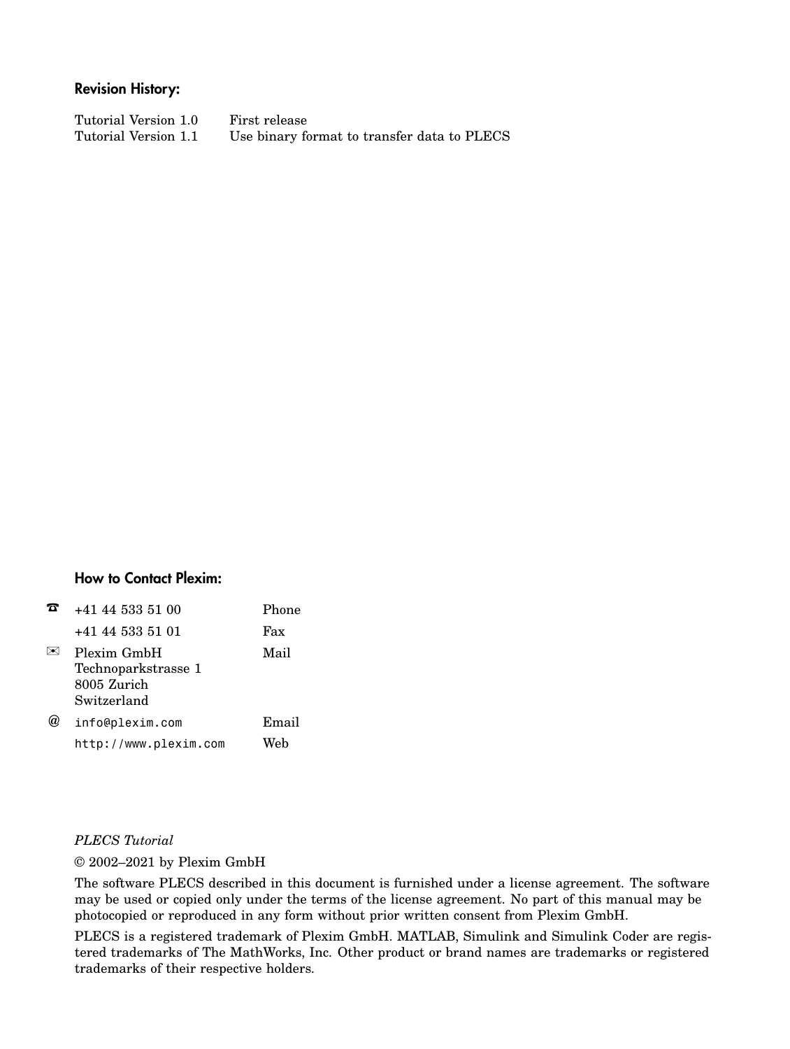### Revision History:

| | |
|---|---|
| Tutorial Version 1.0 | First release |
| Tutorial Version 1.1 | Use binary format to transfer data to PLECS |

### How to Contact Plexim:

| | | |
|---|---|---|
| ☎ | +41 44 533 51 00 | Phone |
| | +41 44 533 51 01 | Fax |
| ✉ | Plexim GmbH<br>Technoparkstrasse 1<br>8005 Zurich<br>Switzerland | Mail |
| @ | info@plexim.com | Email |
| | http://www.plexim.com | Web |

*PLECS Tutorial*

© 2002–2021 by Plexim GmbH

The software PLECS described in this document is furnished under a license agreement. The software may be used or copied only under the terms of the license agreement. No part of this manual may be photocopied or reproduced in any form without prior written consent from Plexim GmbH.

PLECS is a registered trademark of Plexim GmbH. MATLAB, Simulink and Simulink Coder are registered trademarks of The MathWorks, Inc. Other product or brand names are trademarks or registered trademarks of their respective holders.